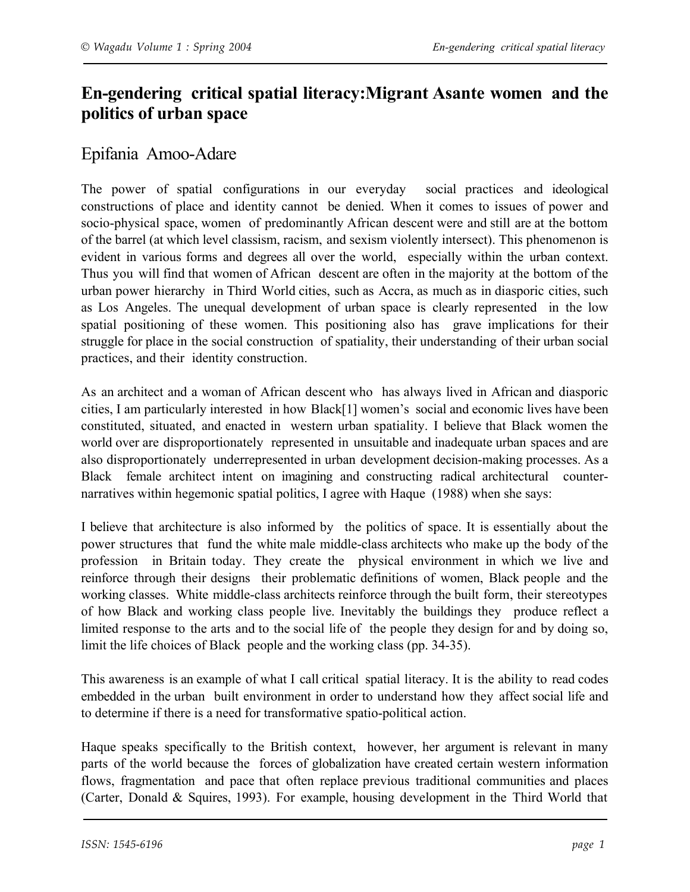# En-gendering critical spatial literacy:Migrant Asante women and the politics of urban space

## Epifania Amoo-Adare

The power of spatial configurations in our everyday social practices and ideological constructions of place and identity cannot be denied. When it comes to issues of power and socio-physical space, women of predominantly African descent were and still are at the bottom of the barrel (at which level classism, racism, and sexism violently intersect). This phenomenon is evident in various forms and degrees all over the world, especially within the urban context. Thus you will find that women of African descent are often in the majority at the bottom of the urban power hierarchy in Third World cities, such as Accra, as much as in diasporic cities, such as Los Angeles. The unequal development of urban space is clearly represented in the low spatial positioning of these women. This positioning also has grave implications for their struggle for place in the social construction of spatiality, their understanding of their urban social practices, and their identity construction.

As an architect and a woman of African descent who has always lived in African and diasporic cities, I am particularly interested in how Black[1] women's social and economic lives have been constituted, situated, and enacted in western urban spatiality. I believe that Black women the world over are disproportionately represented in unsuitable and inadequate urban spaces and are also disproportionately underrepresented in urban development decision-making processes. As a Black female architect intent on imagining and constructing radical architectural counter-narratives within hegemonic spatial politics, I agree with Haque (1988) when she says:

I believe that architecture is also informed by the politics of space. It is essentially about the power structures that fund the white male middle-class architects who make up the body of the profession in Britain today. They create the physical environment in which we live and reinforce through their designs their problematic definitions of women, Black people and the working classes. White middle-class architects reinforce through the built form, their stereotypes of how Black and working class people live. Inevitably the buildings they produce reflect a limited response to the arts and to the social life of the people they design for and by doing so, limit the life choices of Black people and the working class (pp. 34-35).

This awareness is an example of what I call critical spatial literacy. It is the ability to read codes embedded in the urban built environment in order to understand how they affect social life and to determine if there is a need for transformative spatio-political action.

Haque speaks specifically to the British context, however, her argument is relevant in many parts of the world because the forces of globalization have created certain western information flows, fragmentation and pace that often replace previous traditional communities and places (Carter, Donald & Squires, 1993). For example, housing development in the Third World that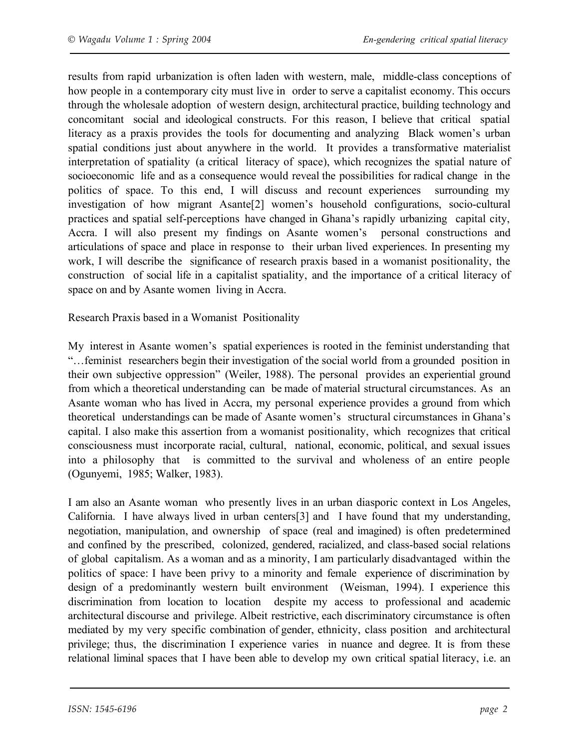results from rapid urbanization is often laden with western, male, middle-class conceptions of how people in a contemporary city must live in order to serve a capitalist economy. This occurs through the wholesale adoption of western design, architectural practice, building technology and concomitant social and ideological constructs. For this reason, I believe that critical spatial literacy as a praxis provides the tools for documenting and analyzing Black women's urban spatial conditions just about anywhere in the world. It provides a transformative materialist interpretation of spatiality (a critical literacy of space), which recognizes the spatial nature of socioeconomic life and as a consequence would reveal the possibilities for radical change in the politics of space. To this end, I will discuss and recount experiences surrounding my investigation of how migrant Asante[2] women's household configurations, socio-cultural practices and spatial self-perceptions have changed in Ghana's rapidly urbanizing capital city, Accra. I will also present my findings on Asante women's personal constructions and articulations of space and place in response to their urban lived experiences. In presenting my work, I will describe the significance of research praxis based in a womanist positionality, the construction of social life in a capitalist spatiality, and the importance of a critical literacy of space on and by Asante women living in Accra.

## Research Praxis based in a Womanist Positionality

My interest in Asante women's spatial experiences is rooted in the feminist understanding that "…feminist researchers begin their investigation of the social world from a grounded position in their own subjective oppression" (Weiler, 1988). The personal provides an experiential ground from which a theoretical understanding can be made of material structural circumstances. As an Asante woman who has lived in Accra, my personal experience provides a ground from which theoretical understandings can be made of Asante women's structural circumstances in Ghana's capital. I also make this assertion from a womanist positionality, which recognizes that critical consciousness must incorporate racial, cultural, national, economic, political, and sexual issues into a philosophy that is committed to the survival and wholeness of an entire people (Ogunyemi, 1985; Walker, 1983).

I am also an Asante woman who presently lives in an urban diasporic context in Los Angeles, California. I have always lived in urban centers[3] and I have found that my understanding, negotiation, manipulation, and ownership of space (real and imagined) is often predetermined and confined by the prescribed, colonized, gendered, racialized, and class-based social relations of global capitalism. As a woman and as a minority, I am particularly disadvantaged within the politics of space: I have been privy to a minority and female experience of discrimination by design of a predominantly western built environment (Weisman, 1994). I experience this discrimination from location to location despite my access to professional and academic architectural discourse and privilege. Albeit restrictive, each discriminatory circumstance is often mediated by my very specific combination of gender, ethnicity, class position and architectural privilege; thus, the discrimination I experience varies in nuance and degree. It is from these relational liminal spaces that I have been able to develop my own critical spatial literacy, i.e. an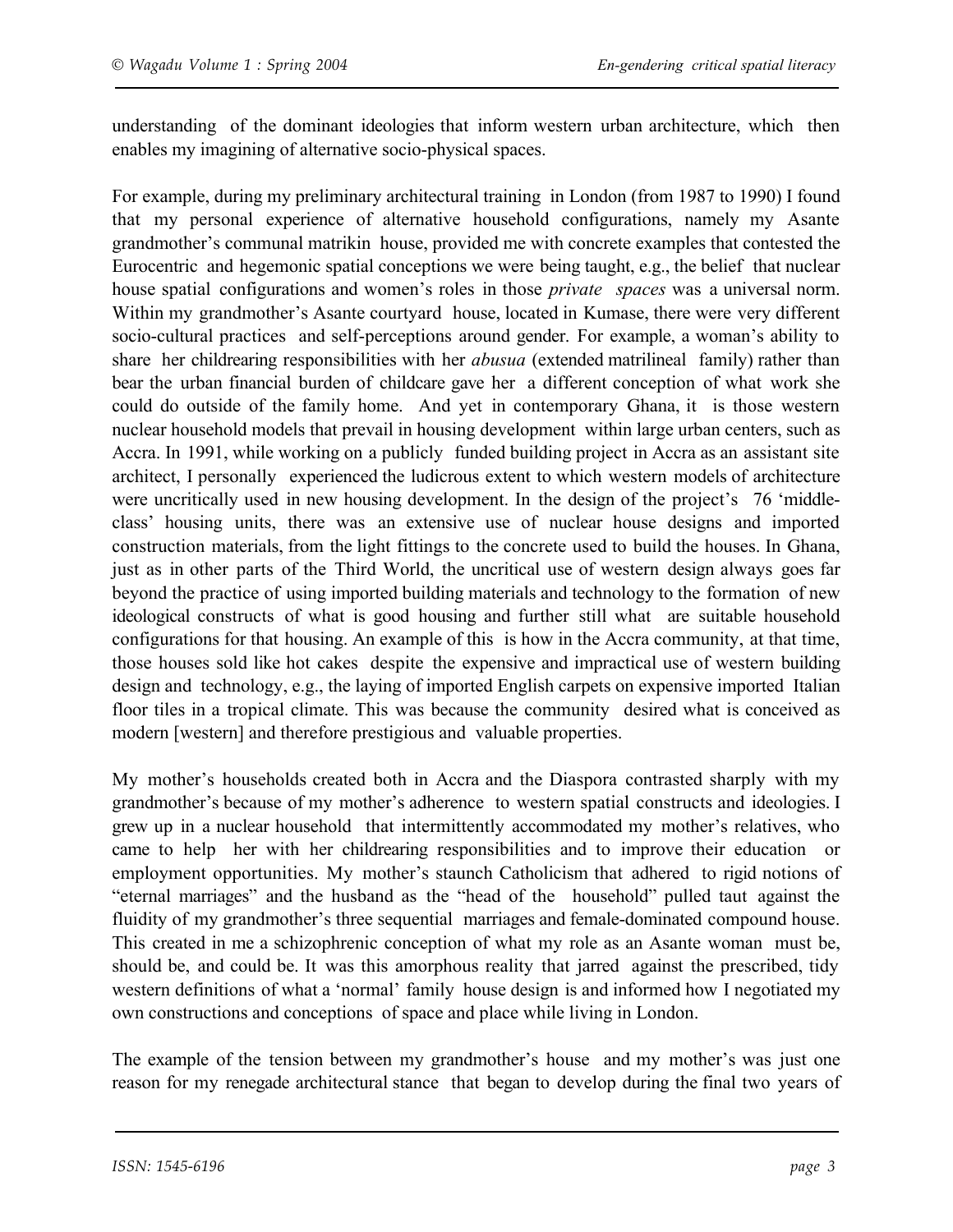understanding of the dominant ideologies that inform western urban architecture, which then enables my imagining of alternative socio-physical spaces.

For example, during my preliminary architectural training in London (from 1987 to 1990) I found that my personal experience of alternative household configurations, namely my Asante grandmother's communal matrikin house, provided me with concrete examples that contested the Eurocentric and hegemonic spatial conceptions we were being taught, e.g., the belief that nuclear house spatial configurations and women's roles in those *private spaces* was a universal norm. Within my grandmother's Asante courtyard house, located in Kumase, there were very different socio-cultural practices and self-perceptions around gender. For example, a woman's ability to share her childrearing responsibilities with her *abusua* (extended matrilineal family) rather than bear the urban financial burden of childcare gave her a different conception of what work she could do outside of the family home. And yet in contemporary Ghana, it is those western nuclear household models that prevail in housing development within large urban centers, such as Accra. In 1991, while working on a publicly funded building project in Accra as an assistant site architect, I personally experienced the ludicrous extent to which western models of architecture were uncritically used in new housing development. In the design of the project's 76 'middle-class' housing units, there was an extensive use of nuclear house designs and imported construction materials, from the light fittings to the concrete used to build the houses. In Ghana, just as in other parts of the Third World, the uncritical use of western design always goes far beyond the practice of using imported building materials and technology to the formation of new ideological constructs of what is good housing and further still what are suitable household configurations for that housing. An example of this is how in the Accra community, at that time, those houses sold like hot cakes despite the expensive and impractical use of western building design and technology, e.g., the laying of imported English carpets on expensive imported Italian floor tiles in a tropical climate. This was because the community desired what is conceived as modern [western] and therefore prestigious and valuable properties.

My mother's households created both in Accra and the Diaspora contrasted sharply with my grandmother's because of my mother's adherence to western spatial constructs and ideologies. I grew up in a nuclear household that intermittently accommodated my mother's relatives, who came to help her with her childrearing responsibilities and to improve their education or employment opportunities. My mother's staunch Catholicism that adhered to rigid notions of "eternal marriages" and the husband as the "head of the household" pulled taut against the fluidity of my grandmother's three sequential marriages and female-dominated compound house. This created in me a schizophrenic conception of what my role as an Asante woman must be, should be, and could be. It was this amorphous reality that jarred against the prescribed, tidy western definitions of what a 'normal' family house design is and informed how I negotiated my own constructions and conceptions of space and place while living in London.

The example of the tension between my grandmother's house and my mother's was just one reason for my renegade architectural stance that began to develop during the final two years of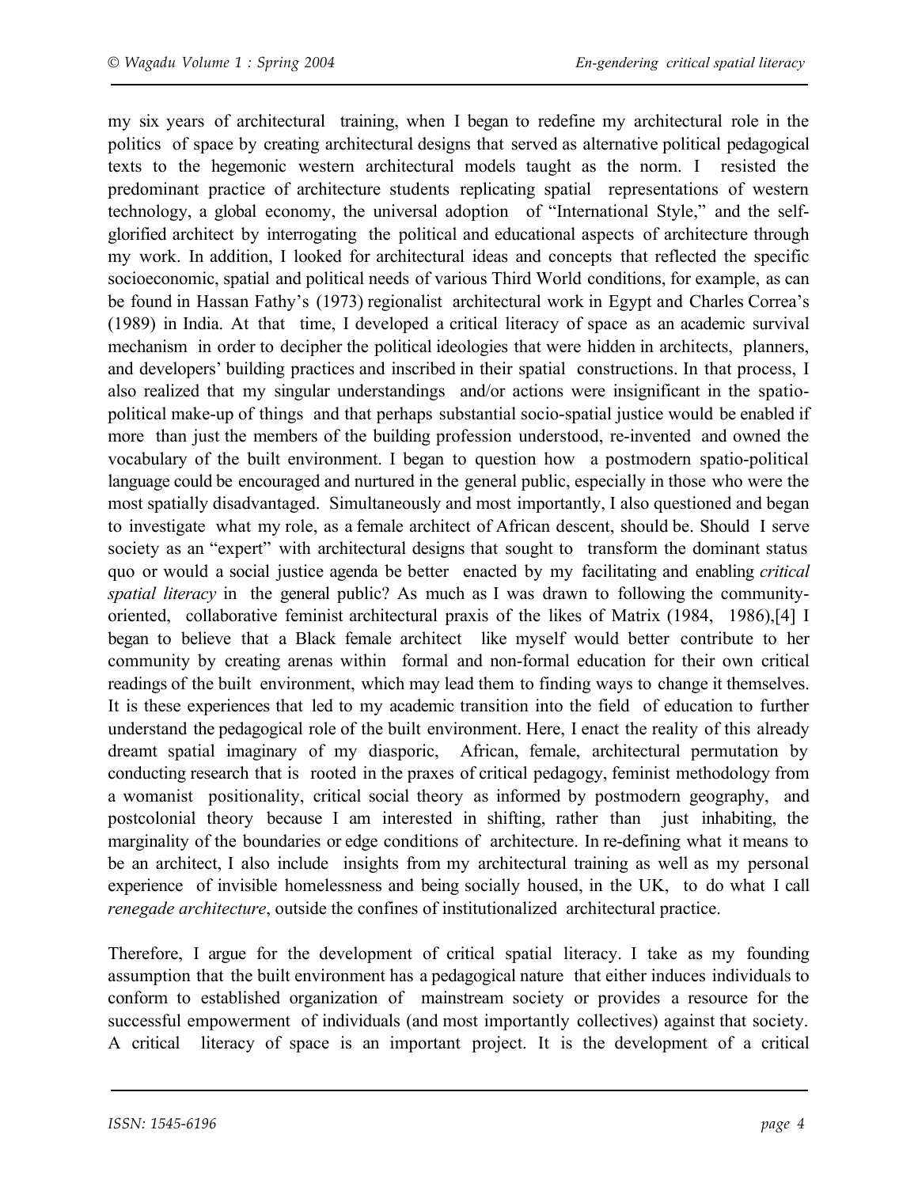my six years of architectural training, when I began to redefine my architectural role in the politics of space by creating architectural designs that served as alternative political pedagogical texts to the hegemonic western architectural models taught as the norm. I resisted the predominant practice of architecture students replicating spatial representations of western technology, a global economy, the universal adoption of "International Style," and the self-glorified architect by interrogating the political and educational aspects of architecture through my work. In addition, I looked for architectural ideas and concepts that reflected the specific socioeconomic, spatial and political needs of various Third World conditions, for example, as can be found in Hassan Fathy's (1973) regionalist architectural work in Egypt and Charles Correa's (1989) in India. At that time, I developed a critical literacy of space as an academic survival mechanism in order to decipher the political ideologies that were hidden in architects, planners, and developers' building practices and inscribed in their spatial constructions. In that process, I also realized that my singular understandings and/or actions were insignificant in the spatio-political make-up of things and that perhaps substantial socio-spatial justice would be enabled if more than just the members of the building profession understood, re-invented and owned the vocabulary of the built environment. I began to question how a postmodern spatio-political language could be encouraged and nurtured in the general public, especially in those who were the most spatially disadvantaged. Simultaneously and most importantly, I also questioned and began to investigate what my role, as a female architect of African descent, should be. Should I serve society as an "expert" with architectural designs that sought to transform the dominant status quo or would a social justice agenda be better enacted by my facilitating and enabling *critical spatial literacy* in the general public? As much as I was drawn to following the community-oriented, collaborative feminist architectural praxis of the likes of Matrix (1984, 1986),[4] I began to believe that a Black female architect like myself would better contribute to her community by creating arenas within formal and non-formal education for their own critical readings of the built environment, which may lead them to finding ways to change it themselves. It is these experiences that led to my academic transition into the field of education to further understand the pedagogical role of the built environment. Here, I enact the reality of this already dreamt spatial imaginary of my diasporic, African, female, architectural permutation by conducting research that is rooted in the praxes of critical pedagogy, feminist methodology from a womanist positionality, critical social theory as informed by postmodern geography, and postcolonial theory because I am interested in shifting, rather than just inhabiting, the marginality of the boundaries or edge conditions of architecture. In re-defining what it means to be an architect, I also include insights from my architectural training as well as my personal experience of invisible homelessness and being socially housed, in the UK, to do what I call *renegade architecture*, outside the confines of institutionalized architectural practice.

Therefore, I argue for the development of critical spatial literacy. I take as my founding assumption that the built environment has a pedagogical nature that either induces individuals to conform to established organization of mainstream society or provides a resource for the successful empowerment of individuals (and most importantly collectives) against that society. A critical literacy of space is an important project. It is the development of a critical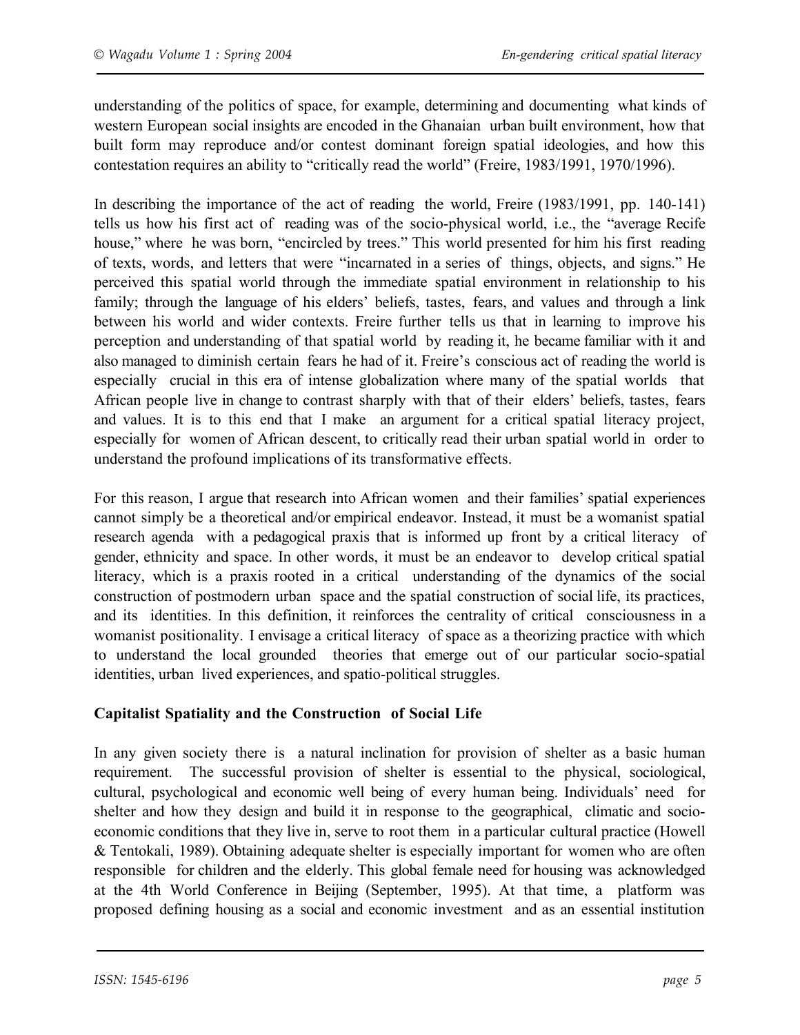understanding of the politics of space, for example, determining and documenting what kinds of western European social insights are encoded in the Ghanaian urban built environment, how that built form may reproduce and/or contest dominant foreign spatial ideologies, and how this contestation requires an ability to "critically read the world" (Freire, 1983/1991, 1970/1996).

In describing the importance of the act of reading the world, Freire (1983/1991, pp. 140-141) tells us how his first act of reading was of the socio-physical world, i.e., the "average Recife house," where he was born, "encircled by trees." This world presented for him his first reading of texts, words, and letters that were "incarnated in a series of things, objects, and signs." He perceived this spatial world through the immediate spatial environment in relationship to his family; through the language of his elders' beliefs, tastes, fears, and values and through a link between his world and wider contexts. Freire further tells us that in learning to improve his perception and understanding of that spatial world by reading it, he became familiar with it and also managed to diminish certain fears he had of it. Freire's conscious act of reading the world is especially crucial in this era of intense globalization where many of the spatial worlds that African people live in change to contrast sharply with that of their elders' beliefs, tastes, fears and values. It is to this end that I make an argument for a critical spatial literacy project, especially for women of African descent, to critically read their urban spatial world in order to understand the profound implications of its transformative effects.

For this reason, I argue that research into African women and their families' spatial experiences cannot simply be a theoretical and/or empirical endeavor. Instead, it must be a womanist spatial research agenda with a pedagogical praxis that is informed up front by a critical literacy of gender, ethnicity and space. In other words, it must be an endeavor to develop critical spatial literacy, which is a praxis rooted in a critical understanding of the dynamics of the social construction of postmodern urban space and the spatial construction of social life, its practices, and its identities. In this definition, it reinforces the centrality of critical consciousness in a womanist positionality. I envisage a critical literacy of space as a theorizing practice with which to understand the local grounded theories that emerge out of our particular socio-spatial identities, urban lived experiences, and spatio-political struggles.

**Capitalist Spatiality and the Construction of Social Life**

In any given society there is a natural inclination for provision of shelter as a basic human requirement. The successful provision of shelter is essential to the physical, sociological, cultural, psychological and economic well being of every human being. Individuals' need for shelter and how they design and build it in response to the geographical, climatic and socio-economic conditions that they live in, serve to root them in a particular cultural practice (Howell & Tentokali, 1989). Obtaining adequate shelter is especially important for women who are often responsible for children and the elderly. This global female need for housing was acknowledged at the 4th World Conference in Beijing (September, 1995). At that time, a platform was proposed defining housing as a social and economic investment and as an essential institution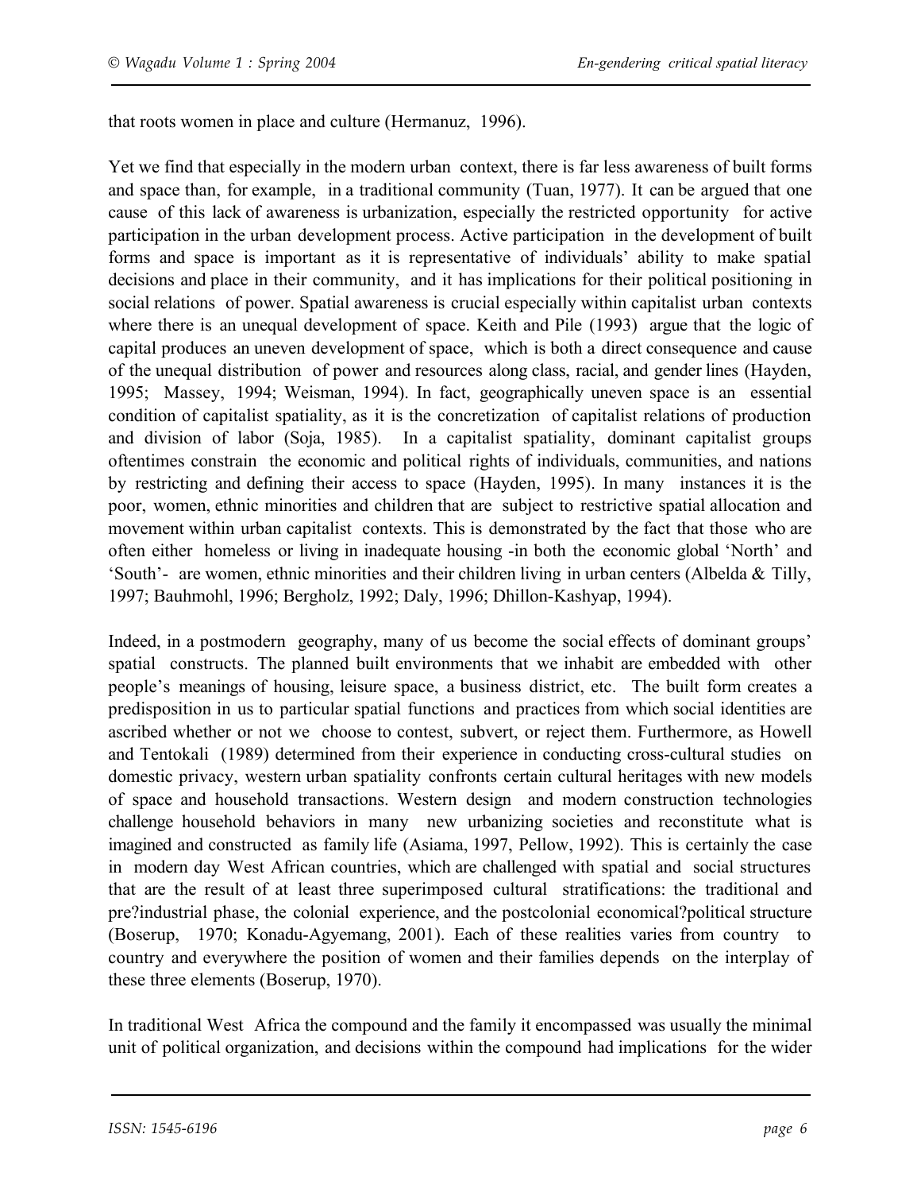that roots women in place and culture (Hermanuz, 1996).

Yet we find that especially in the modern urban context, there is far less awareness of built forms and space than, for example, in a traditional community (Tuan, 1977). It can be argued that one cause of this lack of awareness is urbanization, especially the restricted opportunity for active participation in the urban development process. Active participation in the development of built forms and space is important as it is representative of individuals' ability to make spatial decisions and place in their community, and it has implications for their political positioning in social relations of power. Spatial awareness is crucial especially within capitalist urban contexts where there is an unequal development of space. Keith and Pile (1993) argue that the logic of capital produces an uneven development of space, which is both a direct consequence and cause of the unequal distribution of power and resources along class, racial, and gender lines (Hayden, 1995; Massey, 1994; Weisman, 1994). In fact, geographically uneven space is an essential condition of capitalist spatiality, as it is the concretization of capitalist relations of production and division of labor (Soja, 1985). In a capitalist spatiality, dominant capitalist groups oftentimes constrain the economic and political rights of individuals, communities, and nations by restricting and defining their access to space (Hayden, 1995). In many instances it is the poor, women, ethnic minorities and children that are subject to restrictive spatial allocation and movement within urban capitalist contexts. This is demonstrated by the fact that those who are often either homeless or living in inadequate housing -in both the economic global 'North' and 'South'- are women, ethnic minorities and their children living in urban centers (Albelda & Tilly, 1997; Bauhmohl, 1996; Bergholz, 1992; Daly, 1996; Dhillon-Kashyap, 1994).

Indeed, in a postmodern geography, many of us become the social effects of dominant groups' spatial constructs. The planned built environments that we inhabit are embedded with other people's meanings of housing, leisure space, a business district, etc. The built form creates a predisposition in us to particular spatial functions and practices from which social identities are ascribed whether or not we choose to contest, subvert, or reject them. Furthermore, as Howell and Tentokali (1989) determined from their experience in conducting cross-cultural studies on domestic privacy, western urban spatiality confronts certain cultural heritages with new models of space and household transactions. Western design and modern construction technologies challenge household behaviors in many new urbanizing societies and reconstitute what is imagined and constructed as family life (Asiama, 1997, Pellow, 1992). This is certainly the case in modern day West African countries, which are challenged with spatial and social structures that are the result of at least three superimposed cultural stratifications: the traditional and pre?industrial phase, the colonial experience, and the postcolonial economical?political structure (Boserup, 1970; Konadu-Agyemang, 2001). Each of these realities varies from country to country and everywhere the position of women and their families depends on the interplay of these three elements (Boserup, 1970).

In traditional West Africa the compound and the family it encompassed was usually the minimal unit of political organization, and decisions within the compound had implications for the wider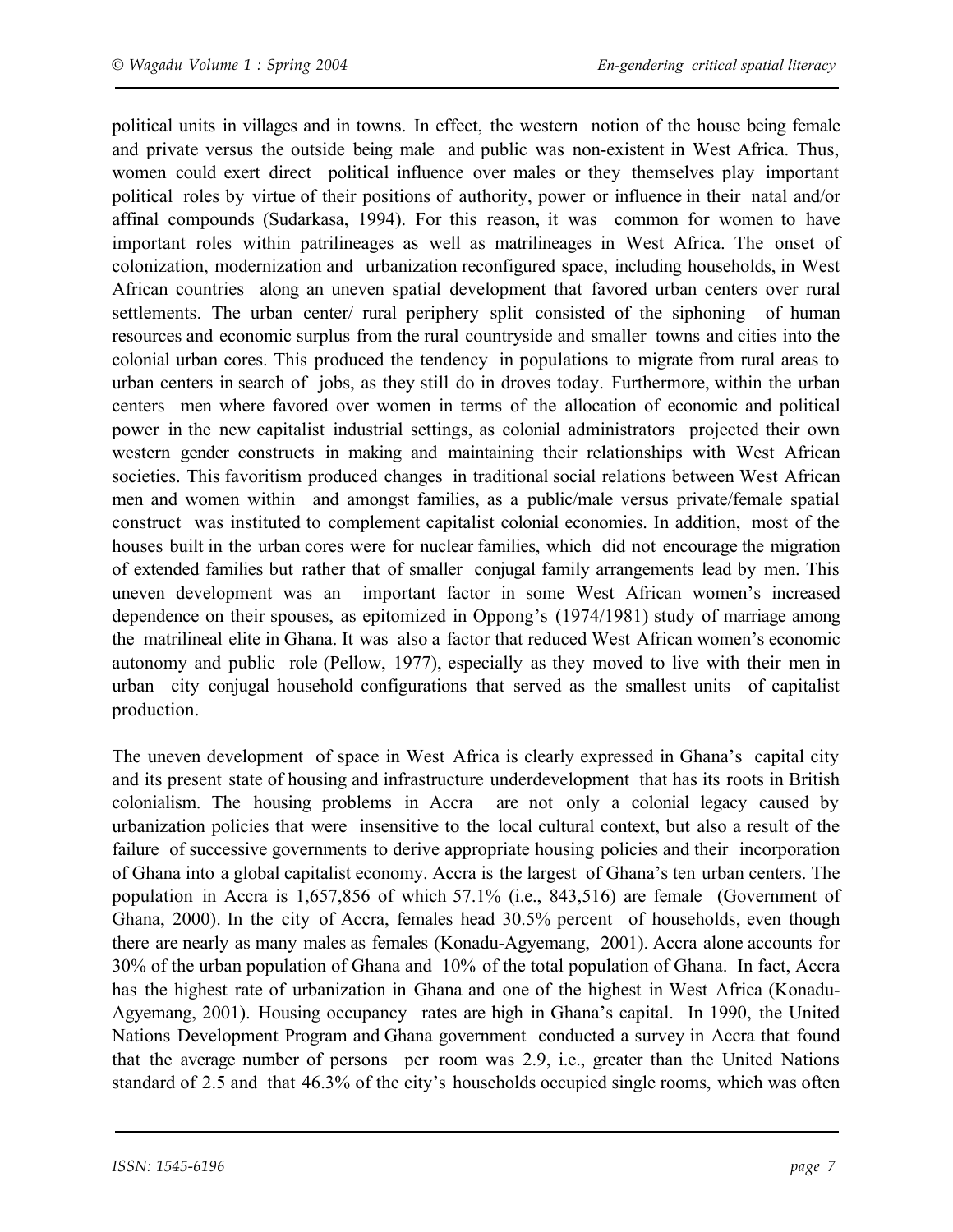political units in villages and in towns. In effect, the western notion of the house being female and private versus the outside being male and public was non-existent in West Africa. Thus, women could exert direct political influence over males or they themselves play important political roles by virtue of their positions of authority, power or influence in their natal and/or affinal compounds (Sudarkasa, 1994). For this reason, it was common for women to have important roles within patrilineages as well as matrilineages in West Africa. The onset of colonization, modernization and urbanization reconfigured space, including households, in West African countries along an uneven spatial development that favored urban centers over rural settlements. The urban center/ rural periphery split consisted of the siphoning of human resources and economic surplus from the rural countryside and smaller towns and cities into the colonial urban cores. This produced the tendency in populations to migrate from rural areas to urban centers in search of jobs, as they still do in droves today. Furthermore, within the urban centers men where favored over women in terms of the allocation of economic and political power in the new capitalist industrial settings, as colonial administrators projected their own western gender constructs in making and maintaining their relationships with West African societies. This favoritism produced changes in traditional social relations between West African men and women within and amongst families, as a public/male versus private/female spatial construct was instituted to complement capitalist colonial economies. In addition, most of the houses built in the urban cores were for nuclear families, which did not encourage the migration of extended families but rather that of smaller conjugal family arrangements lead by men. This uneven development was an important factor in some West African women's increased dependence on their spouses, as epitomized in Oppong's (1974/1981) study of marriage among the matrilineal elite in Ghana. It was also a factor that reduced West African women's economic autonomy and public role (Pellow, 1977), especially as they moved to live with their men in urban city conjugal household configurations that served as the smallest units of capitalist production.

The uneven development of space in West Africa is clearly expressed in Ghana's capital city and its present state of housing and infrastructure underdevelopment that has its roots in British colonialism. The housing problems in Accra are not only a colonial legacy caused by urbanization policies that were insensitive to the local cultural context, but also a result of the failure of successive governments to derive appropriate housing policies and their incorporation of Ghana into a global capitalist economy. Accra is the largest of Ghana's ten urban centers. The population in Accra is 1,657,856 of which 57.1% (i.e., 843,516) are female (Government of Ghana, 2000). In the city of Accra, females head 30.5% percent of households, even though there are nearly as many males as females (Konadu-Agyemang, 2001). Accra alone accounts for 30% of the urban population of Ghana and 10% of the total population of Ghana. In fact, Accra has the highest rate of urbanization in Ghana and one of the highest in West Africa (Konadu-Agyemang, 2001). Housing occupancy rates are high in Ghana's capital. In 1990, the United Nations Development Program and Ghana government conducted a survey in Accra that found that the average number of persons per room was 2.9, i.e., greater than the United Nations standard of 2.5 and that 46.3% of the city's households occupied single rooms, which was often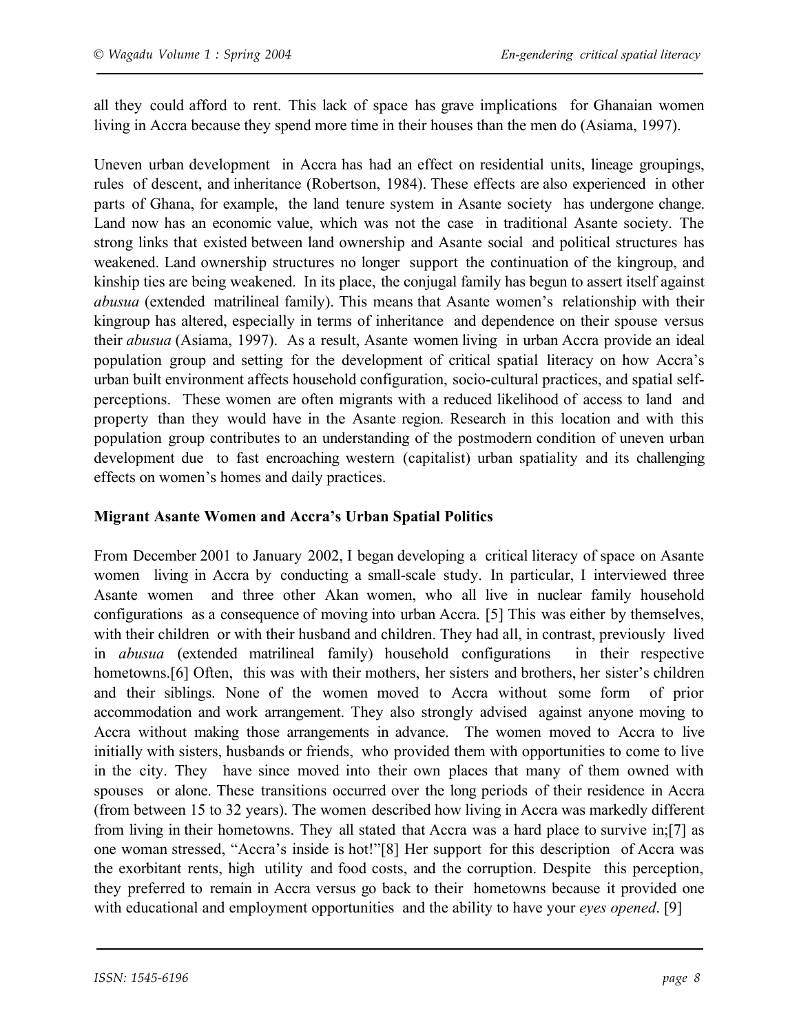all they could afford to rent. This lack of space has grave implications for Ghanaian women living in Accra because they spend more time in their houses than the men do (Asiama, 1997).

Uneven urban development in Accra has had an effect on residential units, lineage groupings, rules of descent, and inheritance (Robertson, 1984). These effects are also experienced in other parts of Ghana, for example, the land tenure system in Asante society has undergone change. Land now has an economic value, which was not the case in traditional Asante society. The strong links that existed between land ownership and Asante social and political structures has weakened. Land ownership structures no longer support the continuation of the kingroup, and kinship ties are being weakened. In its place, the conjugal family has begun to assert itself against *abusua* (extended matrilineal family). This means that Asante women's relationship with their kingroup has altered, especially in terms of inheritance and dependence on their spouse versus their *abusua* (Asiama, 1997). As a result, Asante women living in urban Accra provide an ideal population group and setting for the development of critical spatial literacy on how Accra's urban built environment affects household configuration, socio-cultural practices, and spatial self-perceptions. These women are often migrants with a reduced likelihood of access to land and property than they would have in the Asante region. Research in this location and with this population group contributes to an understanding of the postmodern condition of uneven urban development due to fast encroaching western (capitalist) urban spatiality and its challenging effects on women's homes and daily practices.

## Migrant Asante Women and Accra's Urban Spatial Politics

From December 2001 to January 2002, I began developing a critical literacy of space on Asante women living in Accra by conducting a small-scale study. In particular, I interviewed three Asante women and three other Akan women, who all live in nuclear family household configurations as a consequence of moving into urban Accra. [5] This was either by themselves, with their children or with their husband and children. They had all, in contrast, previously lived in *abusua* (extended matrilineal family) household configurations in their respective hometowns.[6] Often, this was with their mothers, her sisters and brothers, her sister's children and their siblings. None of the women moved to Accra without some form of prior accommodation and work arrangement. They also strongly advised against anyone moving to Accra without making those arrangements in advance. The women moved to Accra to live initially with sisters, husbands or friends, who provided them with opportunities to come to live in the city. They have since moved into their own places that many of them owned with spouses or alone. These transitions occurred over the long periods of their residence in Accra (from between 15 to 32 years). The women described how living in Accra was markedly different from living in their hometowns. They all stated that Accra was a hard place to survive in;[7] as one woman stressed, "Accra's inside is hot!"[8] Her support for this description of Accra was the exorbitant rents, high utility and food costs, and the corruption. Despite this perception, they preferred to remain in Accra versus go back to their hometowns because it provided one with educational and employment opportunities and the ability to have your *eyes opened*. [9]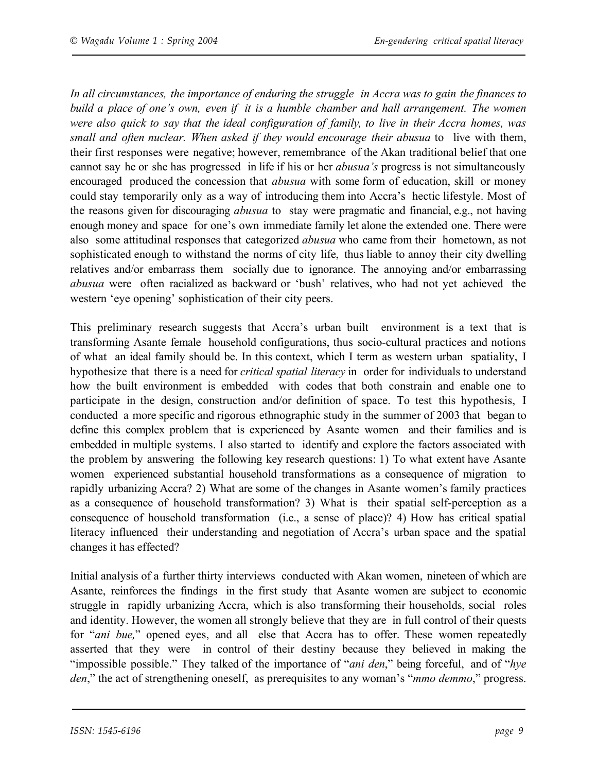*In all circumstances, the importance of enduring the struggle in Accra was to gain the finances to build a place of one's own, even if it is a humble chamber and hall arrangement. The women were also quick to say that the ideal configuration of family, to live in their Accra homes, was small and often nuclear. When asked if they would encourage their abusua* to live with them, their first responses were negative; however, remembrance of the Akan traditional belief that one cannot say he or she has progressed in life if his or her *abusua's* progress is not simultaneously encouraged produced the concession that *abusua* with some form of education, skill or money could stay temporarily only as a way of introducing them into Accra's hectic lifestyle. Most of the reasons given for discouraging *abusua* to stay were pragmatic and financial, e.g., not having enough money and space for one's own immediate family let alone the extended one. There were also some attitudinal responses that categorized *abusua* who came from their hometown, as not sophisticated enough to withstand the norms of city life, thus liable to annoy their city dwelling relatives and/or embarrass them socially due to ignorance. The annoying and/or embarrassing *abusua* were often racialized as backward or 'bush' relatives, who had not yet achieved the western 'eye opening' sophistication of their city peers.

This preliminary research suggests that Accra's urban built environment is a text that is transforming Asante female household configurations, thus socio-cultural practices and notions of what an ideal family should be. In this context, which I term as western urban spatiality, I hypothesize that there is a need for *critical spatial literacy* in order for individuals to understand how the built environment is embedded with codes that both constrain and enable one to participate in the design, construction and/or definition of space. To test this hypothesis, I conducted a more specific and rigorous ethnographic study in the summer of 2003 that began to define this complex problem that is experienced by Asante women and their families and is embedded in multiple systems. I also started to identify and explore the factors associated with the problem by answering the following key research questions: 1) To what extent have Asante women experienced substantial household transformations as a consequence of migration to rapidly urbanizing Accra? 2) What are some of the changes in Asante women's family practices as a consequence of household transformation? 3) What is their spatial self-perception as a consequence of household transformation (i.e., a sense of place)? 4) How has critical spatial literacy influenced their understanding and negotiation of Accra's urban space and the spatial changes it has effected?

Initial analysis of a further thirty interviews conducted with Akan women, nineteen of which are Asante, reinforces the findings in the first study that Asante women are subject to economic struggle in rapidly urbanizing Accra, which is also transforming their households, social roles and identity. However, the women all strongly believe that they are in full control of their quests for "*ani bue,*" opened eyes, and all else that Accra has to offer. These women repeatedly asserted that they were in control of their destiny because they believed in making the "impossible possible." They talked of the importance of "*ani den*," being forceful, and of "*hye den*," the act of strengthening oneself, as prerequisites to any woman's "*mmo demmo*," progress.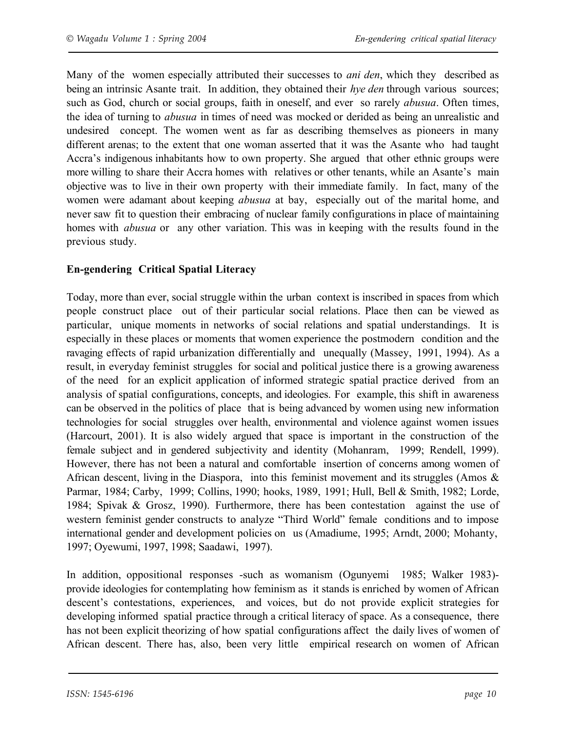Many of the women especially attributed their successes to *ani den*, which they described as being an intrinsic Asante trait. In addition, they obtained their *hye den* through various sources; such as God, church or social groups, faith in oneself, and ever so rarely *abusua*. Often times, the idea of turning to *abusua* in times of need was mocked or derided as being an unrealistic and undesired concept. The women went as far as describing themselves as pioneers in many different arenas; to the extent that one woman asserted that it was the Asante who had taught Accra's indigenous inhabitants how to own property. She argued that other ethnic groups were more willing to share their Accra homes with relatives or other tenants, while an Asante's main objective was to live in their own property with their immediate family. In fact, many of the women were adamant about keeping *abusua* at bay, especially out of the marital home, and never saw fit to question their embracing of nuclear family configurations in place of maintaining homes with *abusua* or any other variation. This was in keeping with the results found in the previous study.

## En-gendering Critical Spatial Literacy

Today, more than ever, social struggle within the urban context is inscribed in spaces from which people construct place out of their particular social relations. Place then can be viewed as particular, unique moments in networks of social relations and spatial understandings. It is especially in these places or moments that women experience the postmodern condition and the ravaging effects of rapid urbanization differentially and unequally (Massey, 1991, 1994). As a result, in everyday feminist struggles for social and political justice there is a growing awareness of the need for an explicit application of informed strategic spatial practice derived from an analysis of spatial configurations, concepts, and ideologies. For example, this shift in awareness can be observed in the politics of place that is being advanced by women using new information technologies for social struggles over health, environmental and violence against women issues (Harcourt, 2001). It is also widely argued that space is important in the construction of the female subject and in gendered subjectivity and identity (Mohanram, 1999; Rendell, 1999). However, there has not been a natural and comfortable insertion of concerns among women of African descent, living in the Diaspora, into this feminist movement and its struggles (Amos & Parmar, 1984; Carby, 1999; Collins, 1990; hooks, 1989, 1991; Hull, Bell & Smith, 1982; Lorde, 1984; Spivak & Grosz, 1990). Furthermore, there has been contestation against the use of western feminist gender constructs to analyze "Third World" female conditions and to impose international gender and development policies on us (Amadiume, 1995; Arndt, 2000; Mohanty, 1997; Oyewumi, 1997, 1998; Saadawi, 1997).

In addition, oppositional responses -such as womanism (Ogunyemi 1985; Walker 1983)- provide ideologies for contemplating how feminism as it stands is enriched by women of African descent's contestations, experiences, and voices, but do not provide explicit strategies for developing informed spatial practice through a critical literacy of space. As a consequence, there has not been explicit theorizing of how spatial configurations affect the daily lives of women of African descent. There has, also, been very little empirical research on women of African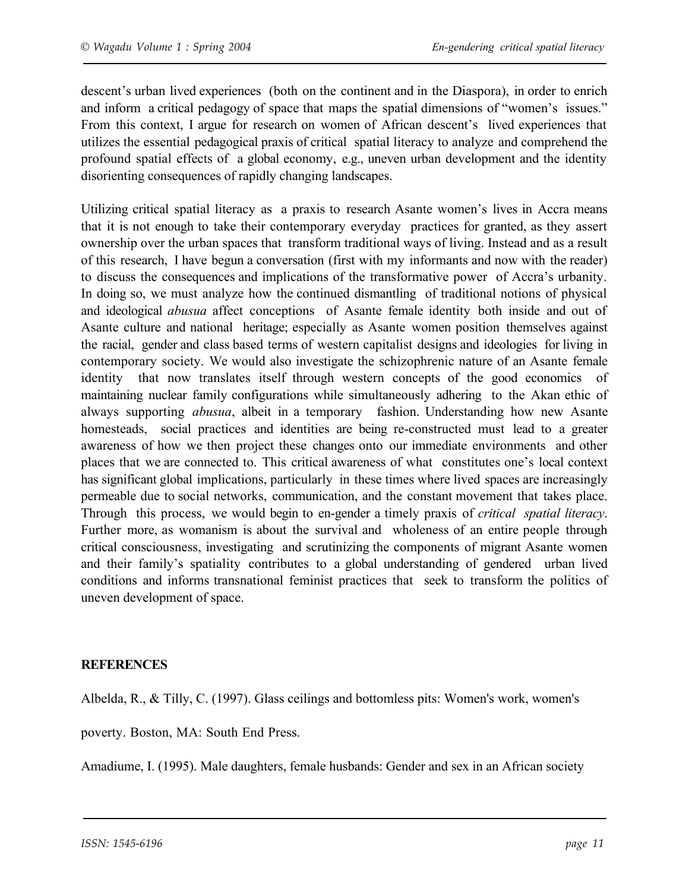descent's urban lived experiences (both on the continent and in the Diaspora), in order to enrich and inform a critical pedagogy of space that maps the spatial dimensions of "women's issues." From this context, I argue for research on women of African descent's lived experiences that utilizes the essential pedagogical praxis of critical spatial literacy to analyze and comprehend the profound spatial effects of a global economy, e.g., uneven urban development and the identity disorienting consequences of rapidly changing landscapes.

Utilizing critical spatial literacy as a praxis to research Asante women's lives in Accra means that it is not enough to take their contemporary everyday practices for granted, as they assert ownership over the urban spaces that transform traditional ways of living. Instead and as a result of this research, I have begun a conversation (first with my informants and now with the reader) to discuss the consequences and implications of the transformative power of Accra's urbanity. In doing so, we must analyze how the continued dismantling of traditional notions of physical and ideological *abusua* affect conceptions of Asante female identity both inside and out of Asante culture and national heritage; especially as Asante women position themselves against the racial, gender and class based terms of western capitalist designs and ideologies for living in contemporary society. We would also investigate the schizophrenic nature of an Asante female identity that now translates itself through western concepts of the good economics of maintaining nuclear family configurations while simultaneously adhering to the Akan ethic of always supporting *abusua*, albeit in a temporary fashion. Understanding how new Asante homesteads, social practices and identities are being re-constructed must lead to a greater awareness of how we then project these changes onto our immediate environments and other places that we are connected to. This critical awareness of what constitutes one's local context has significant global implications, particularly in these times where lived spaces are increasingly permeable due to social networks, communication, and the constant movement that takes place. Through this process, we would begin to en-gender a timely praxis of *critical spatial literacy*. Further more, as womanism is about the survival and wholeness of an entire people through critical consciousness, investigating and scrutinizing the components of migrant Asante women and their family's spatiality contributes to a global understanding of gendered urban lived conditions and informs transnational feminist practices that seek to transform the politics of uneven development of space.

**REFERENCES**

Albelda, R., & Tilly, C. (1997). Glass ceilings and bottomless pits: Women's work, women's poverty. Boston, MA: South End Press.

Amadiume, I. (1995). Male daughters, female husbands: Gender and sex in an African society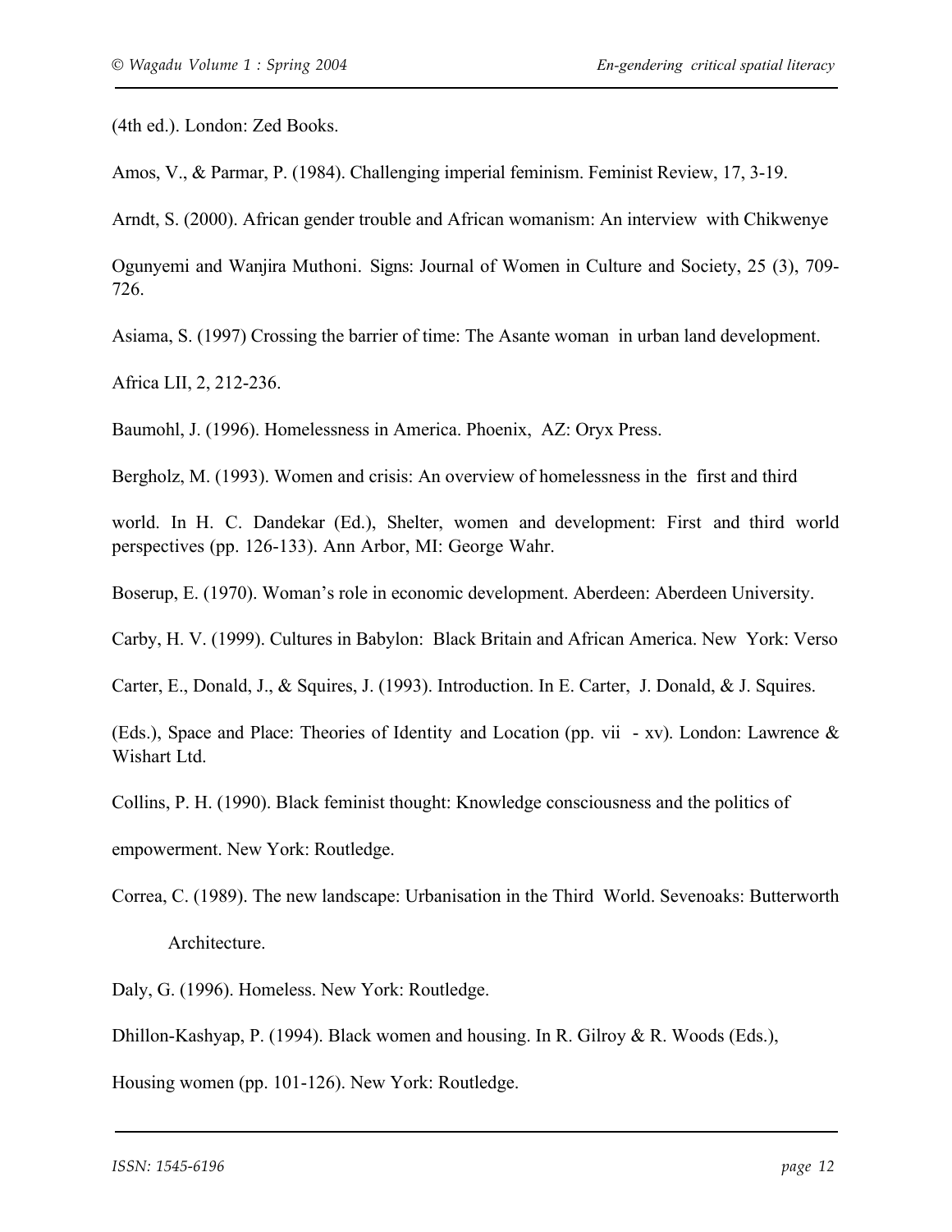(4th ed.). London: Zed Books.

Amos, V., & Parmar, P. (1984). Challenging imperial feminism. Feminist Review, 17, 3-19.

Arndt, S. (2000). African gender trouble and African womanism: An interview with Chikwenye Ogunyemi and Wanjira Muthoni. Signs: Journal of Women in Culture and Society, 25 (3), 709-726.

Asiama, S. (1997) Crossing the barrier of time: The Asante woman in urban land development. Africa LII, 2, 212-236.

Baumohl, J. (1996). Homelessness in America. Phoenix, AZ: Oryx Press.

Bergholz, M. (1993). Women and crisis: An overview of homelessness in the first and third world. In H. C. Dandekar (Ed.), Shelter, women and development: First and third world perspectives (pp. 126-133). Ann Arbor, MI: George Wahr.

Boserup, E. (1970). Woman's role in economic development. Aberdeen: Aberdeen University.

Carby, H. V. (1999). Cultures in Babylon: Black Britain and African America. New York: Verso

Carter, E., Donald, J., & Squires, J. (1993). Introduction. In E. Carter, J. Donald, & J. Squires. (Eds.), Space and Place: Theories of Identity and Location (pp. vii - xv). London: Lawrence & Wishart Ltd.

Collins, P. H. (1990). Black feminist thought: Knowledge consciousness and the politics of empowerment. New York: Routledge.

Correa, C. (1989). The new landscape: Urbanisation in the Third World. Sevenoaks: Butterworth Architecture.

Daly, G. (1996). Homeless. New York: Routledge.

Dhillon-Kashyap, P. (1994). Black women and housing. In R. Gilroy & R. Woods (Eds.), Housing women (pp. 101-126). New York: Routledge.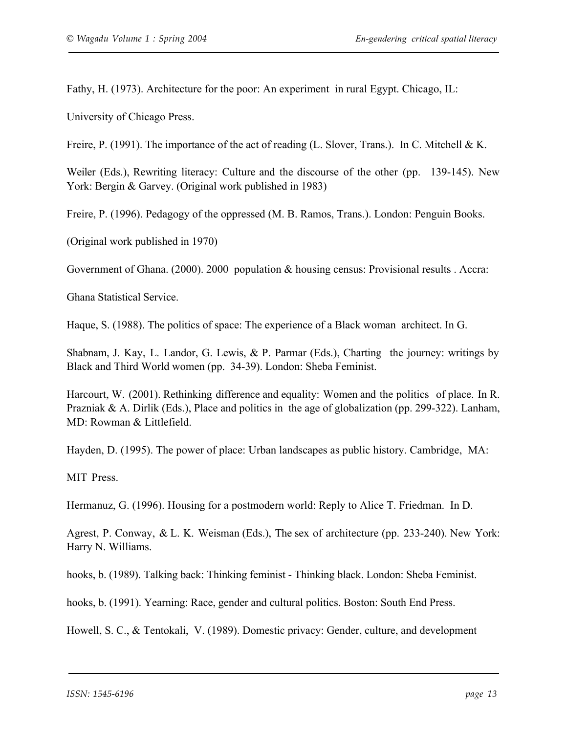Fathy, H. (1973). Architecture for the poor: An experiment in rural Egypt. Chicago, IL: University of Chicago Press.

Freire, P. (1991). The importance of the act of reading (L. Slover, Trans.). In C. Mitchell & K. Weiler (Eds.), Rewriting literacy: Culture and the discourse of the other (pp. 139-145). New York: Bergin & Garvey. (Original work published in 1983)

Freire, P. (1996). Pedagogy of the oppressed (M. B. Ramos, Trans.). London: Penguin Books. (Original work published in 1970)

Government of Ghana. (2000). 2000 population & housing census: Provisional results . Accra: Ghana Statistical Service.

Haque, S. (1988). The politics of space: The experience of a Black woman architect. In G. Shabnam, J. Kay, L. Landor, G. Lewis, & P. Parmar (Eds.), Charting the journey: writings by Black and Third World women (pp. 34-39). London: Sheba Feminist.

Harcourt, W. (2001). Rethinking difference and equality: Women and the politics of place. In R. Prazniak & A. Dirlik (Eds.), Place and politics in the age of globalization (pp. 299-322). Lanham, MD: Rowman & Littlefield.

Hayden, D. (1995). The power of place: Urban landscapes as public history. Cambridge, MA: MIT Press.

Hermanuz, G. (1996). Housing for a postmodern world: Reply to Alice T. Friedman. In D. Agrest, P. Conway, & L. K. Weisman (Eds.), The sex of architecture (pp. 233-240). New York: Harry N. Williams.

hooks, b. (1989). Talking back: Thinking feminist - Thinking black. London: Sheba Feminist.

hooks, b. (1991). Yearning: Race, gender and cultural politics. Boston: South End Press.

Howell, S. C., & Tentokali, V. (1989). Domestic privacy: Gender, culture, and development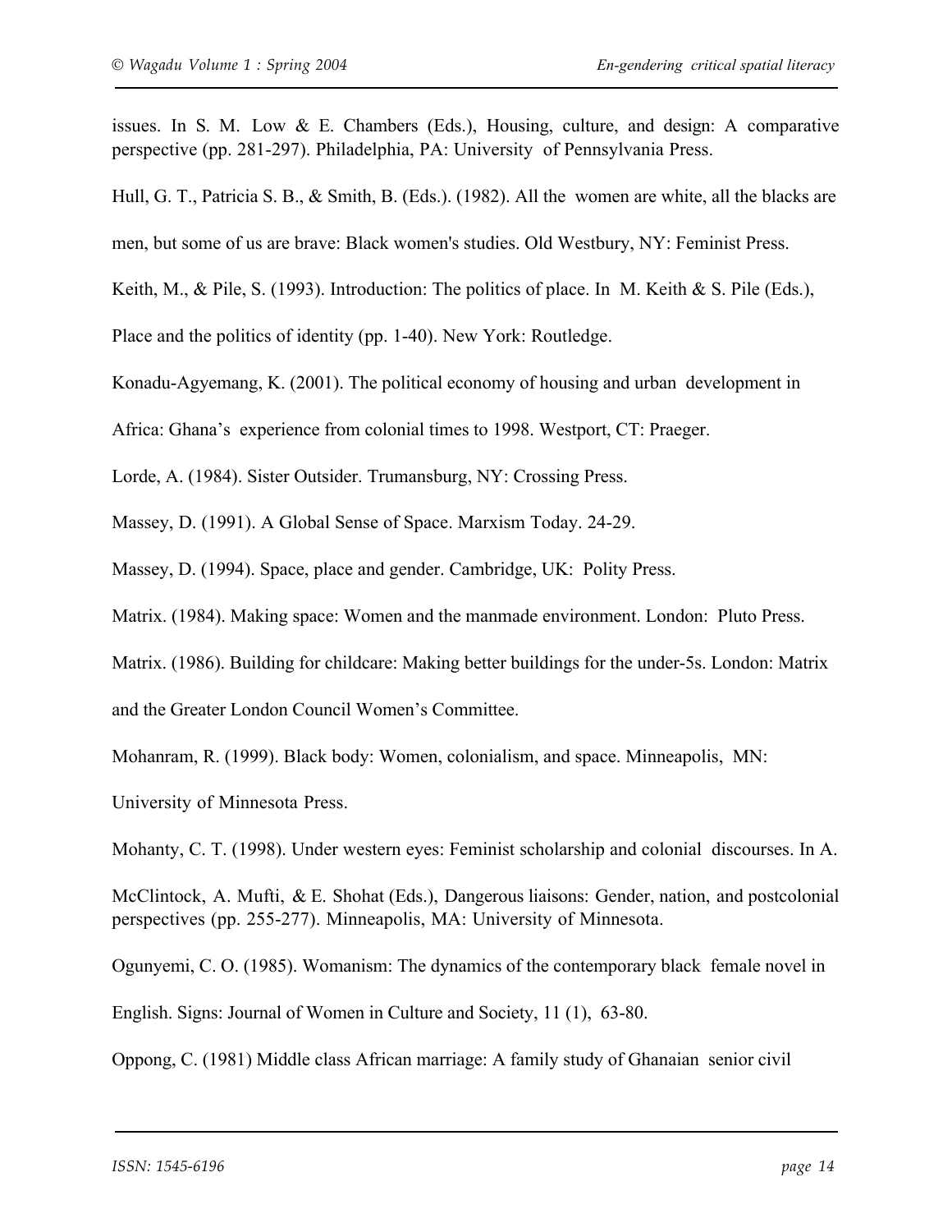issues. In S. M. Low & E. Chambers (Eds.), Housing, culture, and design: A comparative perspective (pp. 281-297). Philadelphia, PA: University of Pennsylvania Press.

Hull, G. T., Patricia S. B., & Smith, B. (Eds.). (1982). All the women are white, all the blacks are men, but some of us are brave: Black women's studies. Old Westbury, NY: Feminist Press.

Keith, M., & Pile, S. (1993). Introduction: The politics of place. In M. Keith & S. Pile (Eds.), Place and the politics of identity (pp. 1-40). New York: Routledge.

Konadu-Agyemang, K. (2001). The political economy of housing and urban development in Africa: Ghana's experience from colonial times to 1998. Westport, CT: Praeger.

Lorde, A. (1984). Sister Outsider. Trumansburg, NY: Crossing Press.

Massey, D. (1991). A Global Sense of Space. Marxism Today. 24-29.

Massey, D. (1994). Space, place and gender. Cambridge, UK: Polity Press.

Matrix. (1984). Making space: Women and the manmade environment. London: Pluto Press.

Matrix. (1986). Building for childcare: Making better buildings for the under-5s. London: Matrix and the Greater London Council Women's Committee.

Mohanram, R. (1999). Black body: Women, colonialism, and space. Minneapolis, MN: University of Minnesota Press.

Mohanty, C. T. (1998). Under western eyes: Feminist scholarship and colonial discourses. In A. McClintock, A. Mufti, & E. Shohat (Eds.), Dangerous liaisons: Gender, nation, and postcolonial perspectives (pp. 255-277). Minneapolis, MA: University of Minnesota.

Ogunyemi, C. O. (1985). Womanism: The dynamics of the contemporary black female novel in English. Signs: Journal of Women in Culture and Society, 11 (1), 63-80.

Oppong, C. (1981) Middle class African marriage: A family study of Ghanaian senior civil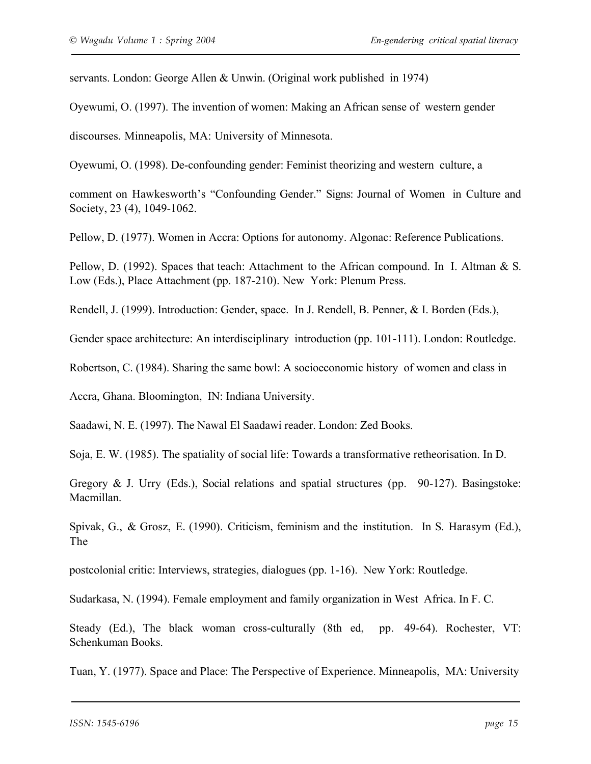servants. London: George Allen & Unwin. (Original work published in 1974)

Oyewumi, O. (1997). The invention of women: Making an African sense of western gender discourses. Minneapolis, MA: University of Minnesota.

Oyewumi, O. (1998). De-confounding gender: Feminist theorizing and western culture, a comment on Hawkesworth's "Confounding Gender." Signs: Journal of Women in Culture and Society, 23 (4), 1049-1062.

Pellow, D. (1977). Women in Accra: Options for autonomy. Algonac: Reference Publications.

Pellow, D. (1992). Spaces that teach: Attachment to the African compound. In I. Altman & S. Low (Eds.), Place Attachment (pp. 187-210). New York: Plenum Press.

Rendell, J. (1999). Introduction: Gender, space. In J. Rendell, B. Penner, & I. Borden (Eds.), Gender space architecture: An interdisciplinary introduction (pp. 101-111). London: Routledge.

Robertson, C. (1984). Sharing the same bowl: A socioeconomic history of women and class in Accra, Ghana. Bloomington, IN: Indiana University.

Saadawi, N. E. (1997). The Nawal El Saadawi reader. London: Zed Books.

Soja, E. W. (1985). The spatiality of social life: Towards a transformative retheorisation. In D. Gregory & J. Urry (Eds.), Social relations and spatial structures (pp. 90-127). Basingstoke: Macmillan.

Spivak, G., & Grosz, E. (1990). Criticism, feminism and the institution. In S. Harasym (Ed.), The postcolonial critic: Interviews, strategies, dialogues (pp. 1-16). New York: Routledge.

Sudarkasa, N. (1994). Female employment and family organization in West Africa. In F. C. Steady (Ed.), The black woman cross-culturally (8th ed, pp. 49-64). Rochester, VT: Schenkuman Books.

Tuan, Y. (1977). Space and Place: The Perspective of Experience. Minneapolis, MA: University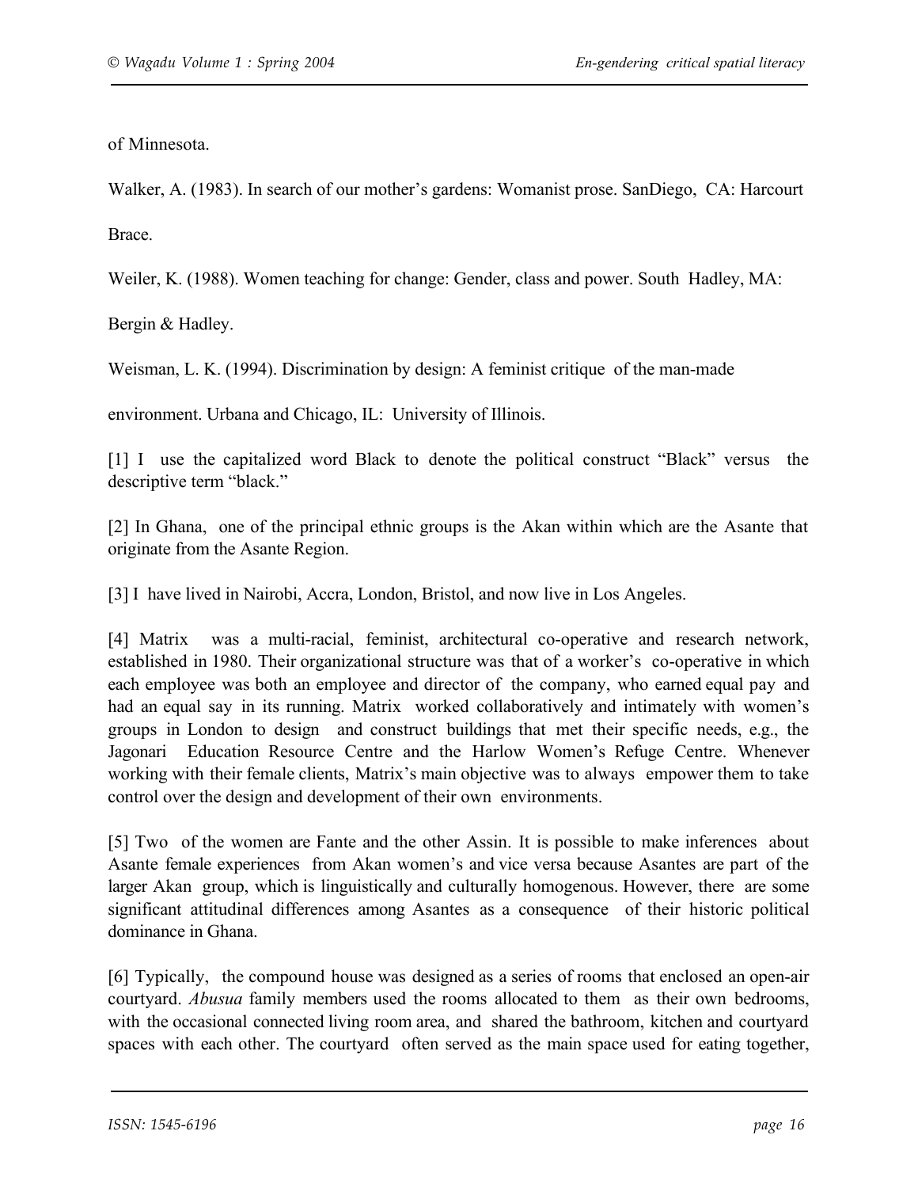of Minnesota.

Walker, A. (1983). In search of our mother's gardens: Womanist prose. SanDiego, CA: Harcourt Brace.

Weiler, K. (1988). Women teaching for change: Gender, class and power. South Hadley, MA: Bergin & Hadley.

Weisman, L. K. (1994). Discrimination by design: A feminist critique of the man-made environment. Urbana and Chicago, IL: University of Illinois.

[1] I use the capitalized word Black to denote the political construct "Black" versus the descriptive term "black."

[2] In Ghana, one of the principal ethnic groups is the Akan within which are the Asante that originate from the Asante Region.

[3] I have lived in Nairobi, Accra, London, Bristol, and now live in Los Angeles.

[4] Matrix was a multi-racial, feminist, architectural co-operative and research network, established in 1980. Their organizational structure was that of a worker's co-operative in which each employee was both an employee and director of the company, who earned equal pay and had an equal say in its running. Matrix worked collaboratively and intimately with women's groups in London to design and construct buildings that met their specific needs, e.g., the Jagonari Education Resource Centre and the Harlow Women's Refuge Centre. Whenever working with their female clients, Matrix's main objective was to always empower them to take control over the design and development of their own environments.

[5] Two of the women are Fante and the other Assin. It is possible to make inferences about Asante female experiences from Akan women's and vice versa because Asantes are part of the larger Akan group, which is linguistically and culturally homogenous. However, there are some significant attitudinal differences among Asantes as a consequence of their historic political dominance in Ghana.

[6] Typically, the compound house was designed as a series of rooms that enclosed an open-air courtyard. *Abusua* family members used the rooms allocated to them as their own bedrooms, with the occasional connected living room area, and shared the bathroom, kitchen and courtyard spaces with each other. The courtyard often served as the main space used for eating together,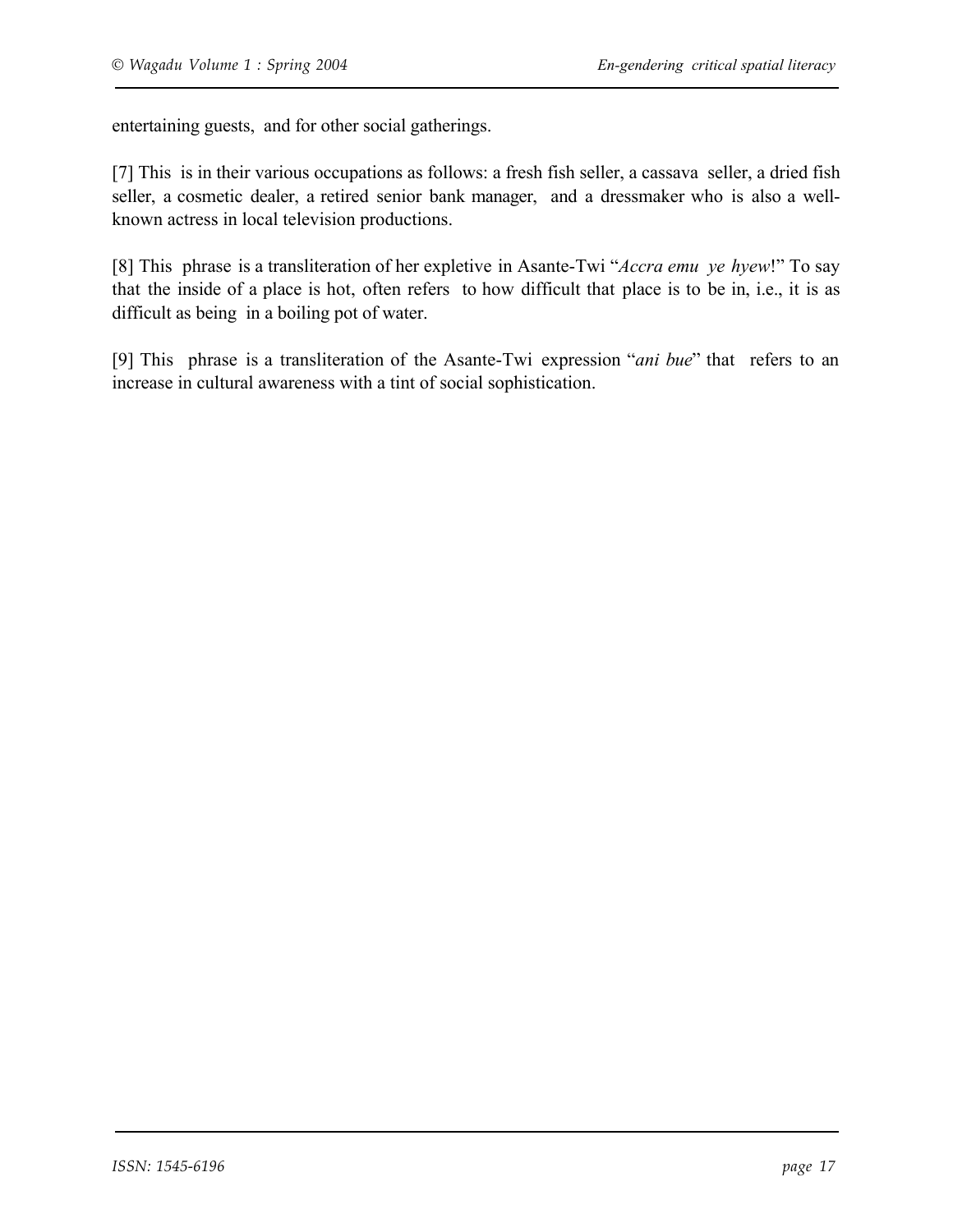entertaining guests, and for other social gatherings.

[7] This is in their various occupations as follows: a fresh fish seller, a cassava seller, a dried fish seller, a cosmetic dealer, a retired senior bank manager, and a dressmaker who is also a well-known actress in local television productions.

[8] This phrase is a transliteration of her expletive in Asante-Twi "*Accra emu ye hyew*!" To say that the inside of a place is hot, often refers to how difficult that place is to be in, i.e., it is as difficult as being in a boiling pot of water.

[9] This phrase is a transliteration of the Asante-Twi expression "*ani bue*" that refers to an increase in cultural awareness with a tint of social sophistication.